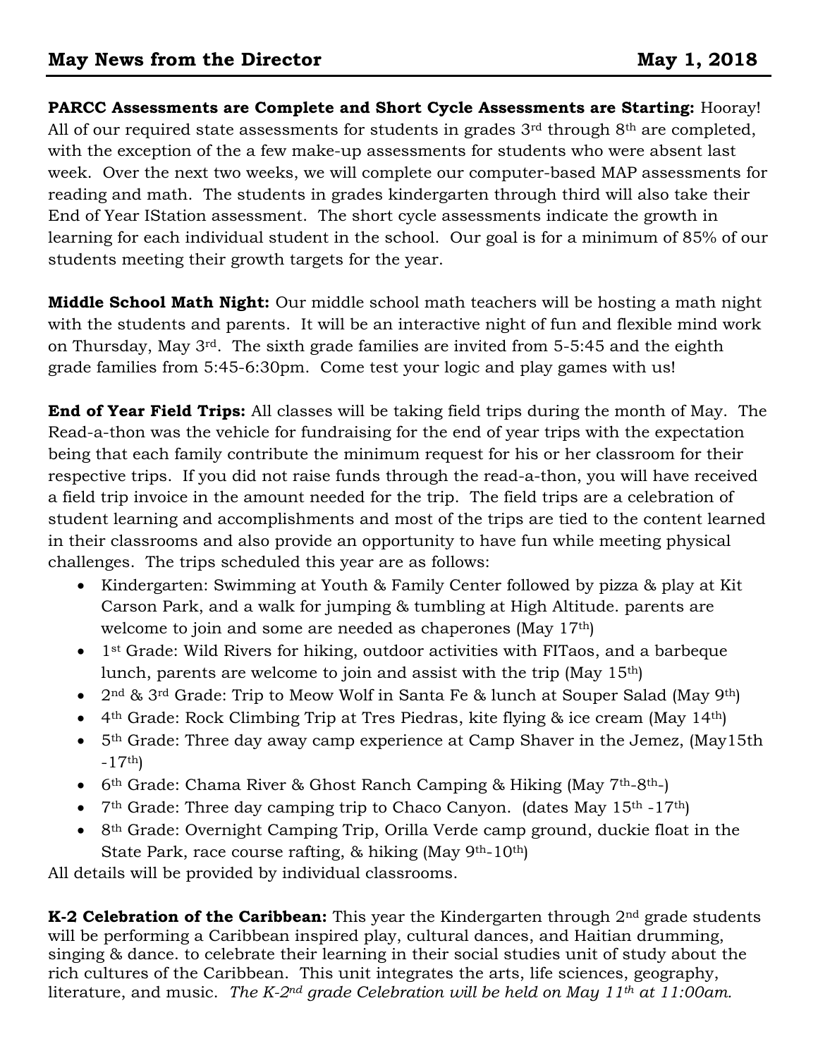# May News from the Director May 1, 2018

**PARCC Assessments are Complete and Short Cycle Assessments are Starting:** Hooray! All of our required state assessments for students in grades 3rd through 8th are completed, with the exception of the a few make-up assessments for students who were absent last week. Over the next two weeks, we will complete our computer-based MAP assessments for reading and math. The students in grades kindergarten through third will also take their End of Year IStation assessment. The short cycle assessments indicate the growth in learning for each individual student in the school. Our goal is for a minimum of 85% of our students meeting their growth targets for the year.

**Middle School Math Night:** Our middle school math teachers will be hosting a math night with the students and parents. It will be an interactive night of fun and flexible mind work on Thursday, May 3rd. The sixth grade families are invited from 5-5:45 and the eighth grade families from 5:45-6:30pm. Come test your logic and play games with us!

**End of Year Field Trips:** All classes will be taking field trips during the month of May. The Read-a-thon was the vehicle for fundraising for the end of year trips with the expectation being that each family contribute the minimum request for his or her classroom for their respective trips. If you did not raise funds through the read-a-thon, you will have received a field trip invoice in the amount needed for the trip. The field trips are a celebration of student learning and accomplishments and most of the trips are tied to the content learned in their classrooms and also provide an opportunity to have fun while meeting physical challenges. The trips scheduled this year are as follows:

- Kindergarten: Swimming at Youth & Family Center followed by pizza & play at Kit Carson Park, and a walk for jumping & tumbling at High Altitude. parents are welcome to join and some are needed as chaperones (May 17th)
- 1st Grade: Wild Rivers for hiking, outdoor activities with FITaos, and a barbeque lunch, parents are welcome to join and assist with the trip (May 15th)
- 2nd & 3rd Grade: Trip to Meow Wolf in Santa Fe & lunch at Souper Salad (May 9th)
- 4th Grade: Rock Climbing Trip at Tres Piedras, kite flying & ice cream (May 14th)
- 5th Grade: Three day away camp experience at Camp Shaver in the Jemez, (May15th -17th)
- 6th Grade: Chama River & Ghost Ranch Camping & Hiking (May 7th-8th-)
- 7th Grade: Three day camping trip to Chaco Canyon. (dates May 15th -17th)
- 8th Grade: Overnight Camping Trip, Orilla Verde camp ground, duckie float in the State Park, race course rafting, & hiking (May 9th-10th)

All details will be provided by individual classrooms.

**K-2 Celebration of the Caribbean:** This year the Kindergarten through 2nd grade students will be performing a Caribbean inspired play, cultural dances, and Haitian drumming, singing & dance. to celebrate their learning in their social studies unit of study about the rich cultures of the Caribbean. This unit integrates the arts, life sciences, geography, literature, and music. *The K-2nd grade Celebration will be held on May 11th at 11:00am.*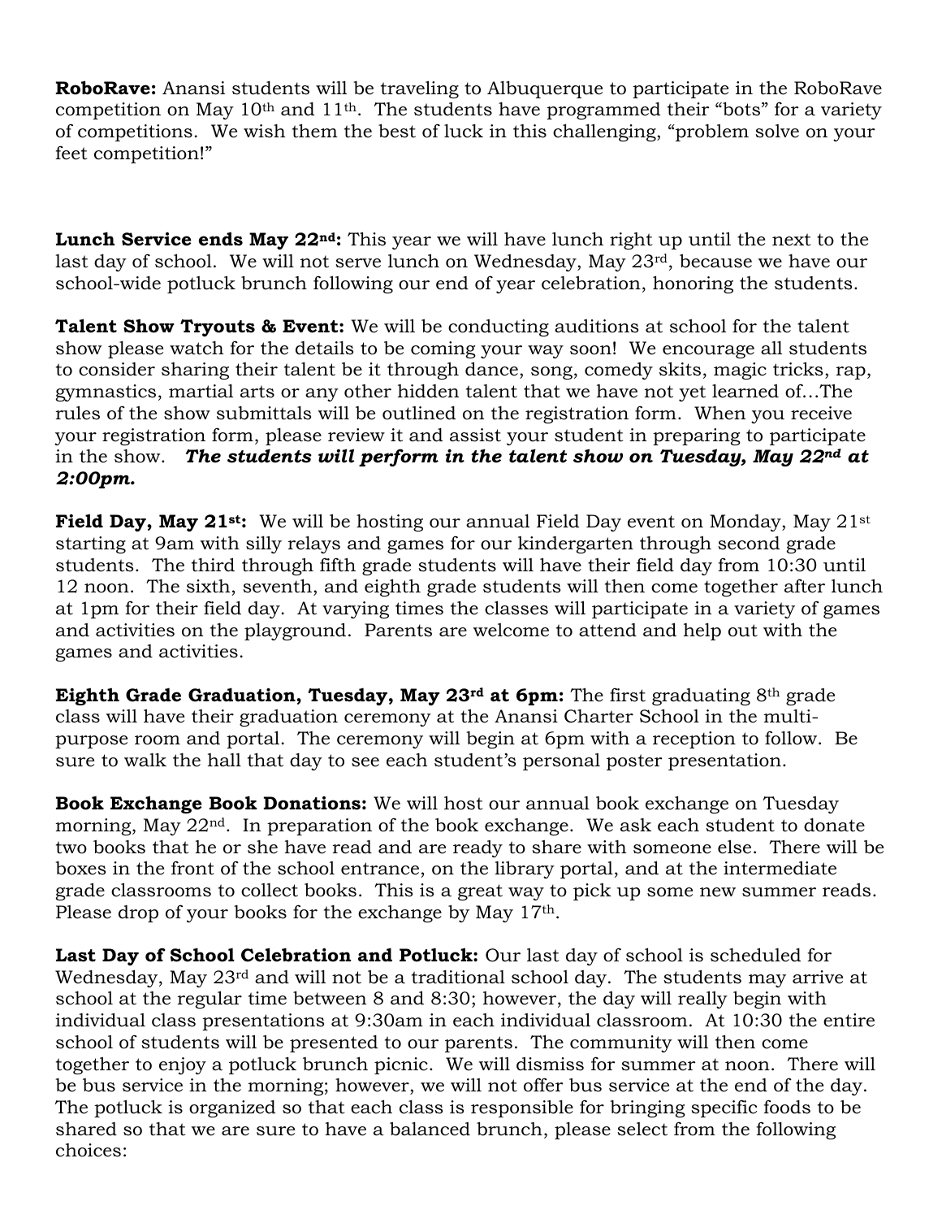**RoboRave:** Anansi students will be traveling to Albuquerque to participate in the RoboRave competition on May 10th and 11th. The students have programmed their "bots" for a variety of competitions. We wish them the best of luck in this challenging, "problem solve on your feet competition!"

**Lunch Service ends May 22nd:** This year we will have lunch right up until the next to the last day of school. We will not serve lunch on Wednesday, May 23rd, because we have our school-wide potluck brunch following our end of year celebration, honoring the students.

**Talent Show Tryouts & Event:** We will be conducting auditions at school for the talent show please watch for the details to be coming your way soon! We encourage all students to consider sharing their talent be it through dance, song, comedy skits, magic tricks, rap, gymnastics, martial arts or any other hidden talent that we have not yet learned of…The rules of the show submittals will be outlined on the registration form. When you receive your registration form, please review it and assist your student in preparing to participate in the show. ***The students will perform in the talent show on Tuesday, May 22nd at 2:00pm.***

**Field Day, May 21st:** We will be hosting our annual Field Day event on Monday, May 21st starting at 9am with silly relays and games for our kindergarten through second grade students. The third through fifth grade students will have their field day from 10:30 until 12 noon. The sixth, seventh, and eighth grade students will then come together after lunch at 1pm for their field day. At varying times the classes will participate in a variety of games and activities on the playground. Parents are welcome to attend and help out with the games and activities.

**Eighth Grade Graduation, Tuesday, May 23rd at 6pm:** The first graduating 8th grade class will have their graduation ceremony at the Anansi Charter School in the multi-purpose room and portal. The ceremony will begin at 6pm with a reception to follow. Be sure to walk the hall that day to see each student's personal poster presentation.

**Book Exchange Book Donations:** We will host our annual book exchange on Tuesday morning, May 22nd. In preparation of the book exchange. We ask each student to donate two books that he or she have read and are ready to share with someone else. There will be boxes in the front of the school entrance, on the library portal, and at the intermediate grade classrooms to collect books. This is a great way to pick up some new summer reads. Please drop of your books for the exchange by May 17th.

**Last Day of School Celebration and Potluck:** Our last day of school is scheduled for Wednesday, May 23rd and will not be a traditional school day. The students may arrive at school at the regular time between 8 and 8:30; however, the day will really begin with individual class presentations at 9:30am in each individual classroom. At 10:30 the entire school of students will be presented to our parents. The community will then come together to enjoy a potluck brunch picnic. We will dismiss for summer at noon. There will be bus service in the morning; however, we will not offer bus service at the end of the day. The potluck is organized so that each class is responsible for bringing specific foods to be shared so that we are sure to have a balanced brunch, please select from the following choices: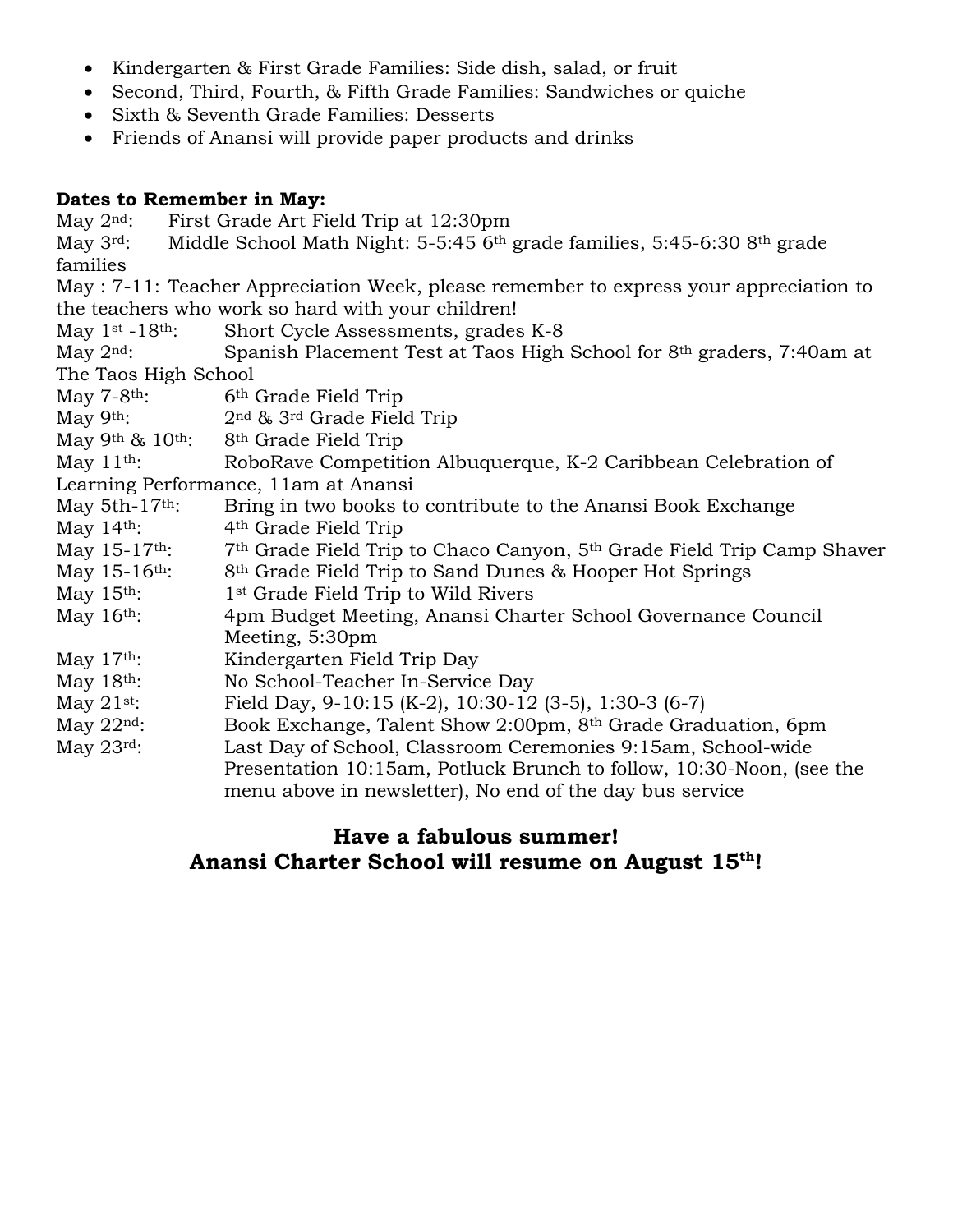- Kindergarten & First Grade Families: Side dish, salad, or fruit
- Second, Third, Fourth, & Fifth Grade Families: Sandwiches or quiche
- Sixth & Seventh Grade Families: Desserts
- Friends of Anansi will provide paper products and drinks

**Dates to Remember in May:**

May 2nd: First Grade Art Field Trip at 12:30pm

May 3rd: Middle School Math Night: 5-5:45 6th grade families, 5:45-6:30 8th grade families

May : 7-11: Teacher Appreciation Week, please remember to express your appreciation to the teachers who work so hard with your children!

May 1st -18th: Short Cycle Assessments, grades K-8

May 2nd: Spanish Placement Test at Taos High School for 8th graders, 7:40am at The Taos High School

May 7-8th: 6th Grade Field Trip

May 9th: 2nd & 3rd Grade Field Trip

May 9th & 10th: 8th Grade Field Trip

May 11th: RoboRave Competition Albuquerque, K-2 Caribbean Celebration of Learning Performance, 11am at Anansi

May 5th-17th: Bring in two books to contribute to the Anansi Book Exchange

May 14th: 4th Grade Field Trip

May 15-17th: 7th Grade Field Trip to Chaco Canyon, 5th Grade Field Trip Camp Shaver

May 15-16th: 8th Grade Field Trip to Sand Dunes & Hooper Hot Springs

May 15th: 1st Grade Field Trip to Wild Rivers

May 16th: 4pm Budget Meeting, Anansi Charter School Governance Council Meeting, 5:30pm

May 17th: Kindergarten Field Trip Day

May 18th: No School-Teacher In-Service Day

May 21st: Field Day, 9-10:15 (K-2), 10:30-12 (3-5), 1:30-3 (6-7)

May 22nd: Book Exchange, Talent Show 2:00pm, 8th Grade Graduation, 6pm

May 23rd: Last Day of School, Classroom Ceremonies 9:15am, School-wide Presentation 10:15am, Potluck Brunch to follow, 10:30-Noon, (see the menu above in newsletter), No end of the day bus service

**Have a fabulous summer!**
**Anansi Charter School will resume on August 15th!**